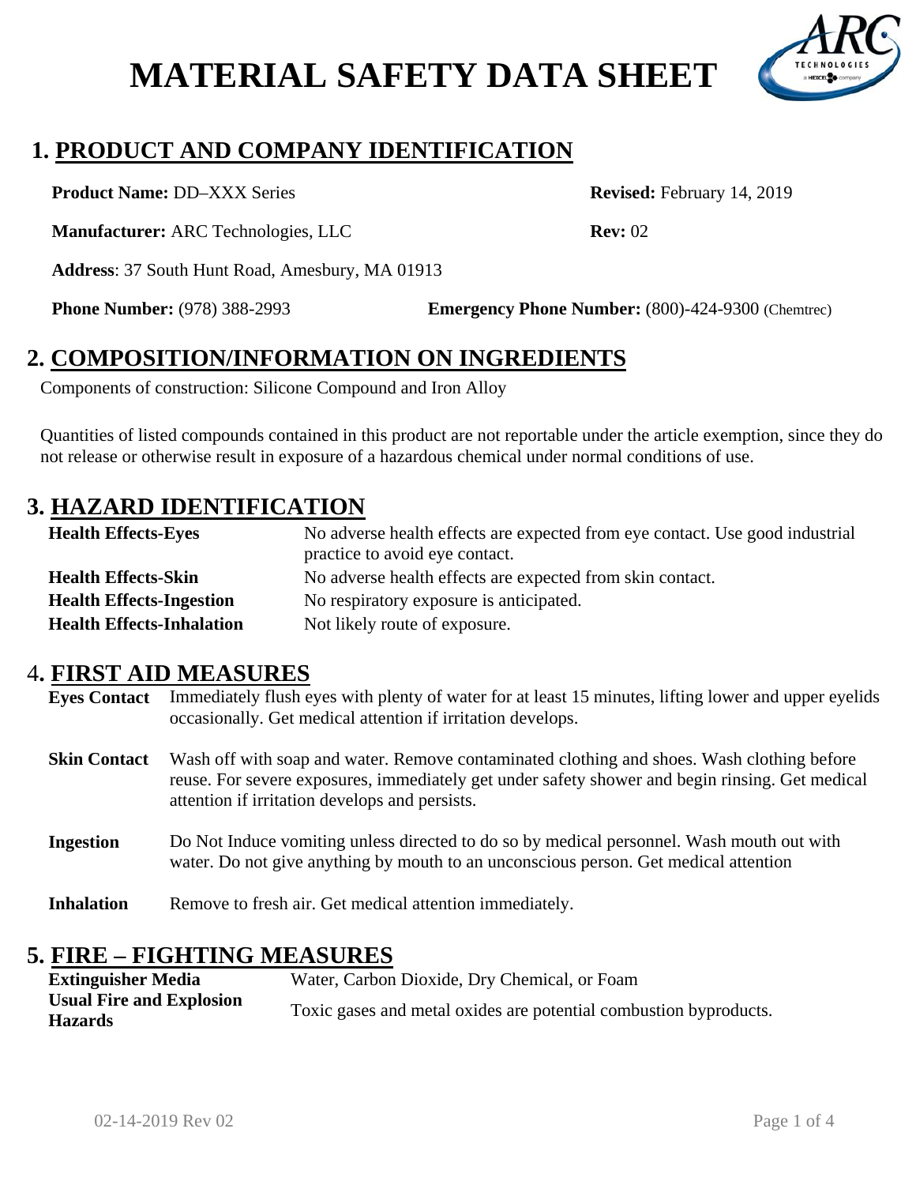# MATERIAL SAFETY DATA SHEET

## 1. PRODUCT AND COMPANY IDENTIFICATION

**Product Name:** DD–XXX Series

**Revised:** February 14, 2019

**Manufacturer:** ARC Technologies, LLC

**Rev:** 02

**Address**: 37 South Hunt Road, Amesbury, MA 01913

**Phone Number:** (978) 388-2993

**Emergency Phone Number:** (800)-424-9300 (Chemtrec)

## 2. COMPOSITION/INFORMATION ON INGREDIENTS

Components of construction: Silicone Compound and Iron Alloy

Quantities of listed compounds contained in this product are not reportable under the article exemption, since they do not release or otherwise result in exposure of a hazardous chemical under normal conditions of use.

## 3. HAZARD IDENTIFICATION

| | |
|---|---|
| **Health Effects-Eyes** | No adverse health effects are expected from eye contact. Use good industrial practice to avoid eye contact. |
| **Health Effects-Skin** | No adverse health effects are expected from skin contact. |
| **Health Effects-Ingestion** | No respiratory exposure is anticipated. |
| **Health Effects-Inhalation** | Not likely route of exposure. |

## 4. FIRST AID MEASURES

| | |
|---|---|
| **Eyes Contact** | Immediately flush eyes with plenty of water for at least 15 minutes, lifting lower and upper eyelids occasionally. Get medical attention if irritation develops. |
| **Skin Contact** | Wash off with soap and water. Remove contaminated clothing and shoes. Wash clothing before reuse. For severe exposures, immediately get under safety shower and begin rinsing. Get medical attention if irritation develops and persists. |
| **Ingestion** | Do Not Induce vomiting unless directed to do so by medical personnel. Wash mouth out with water. Do not give anything by mouth to an unconscious person. Get medical attention |
| **Inhalation** | Remove to fresh air. Get medical attention immediately. |

## 5. FIRE – FIGHTING MEASURES

| | |
|---|---|
| **Extinguisher Media** | Water, Carbon Dioxide, Dry Chemical, or Foam |
| **Usual Fire and Explosion Hazards** | Toxic gases and metal oxides are potential combustion byproducts. |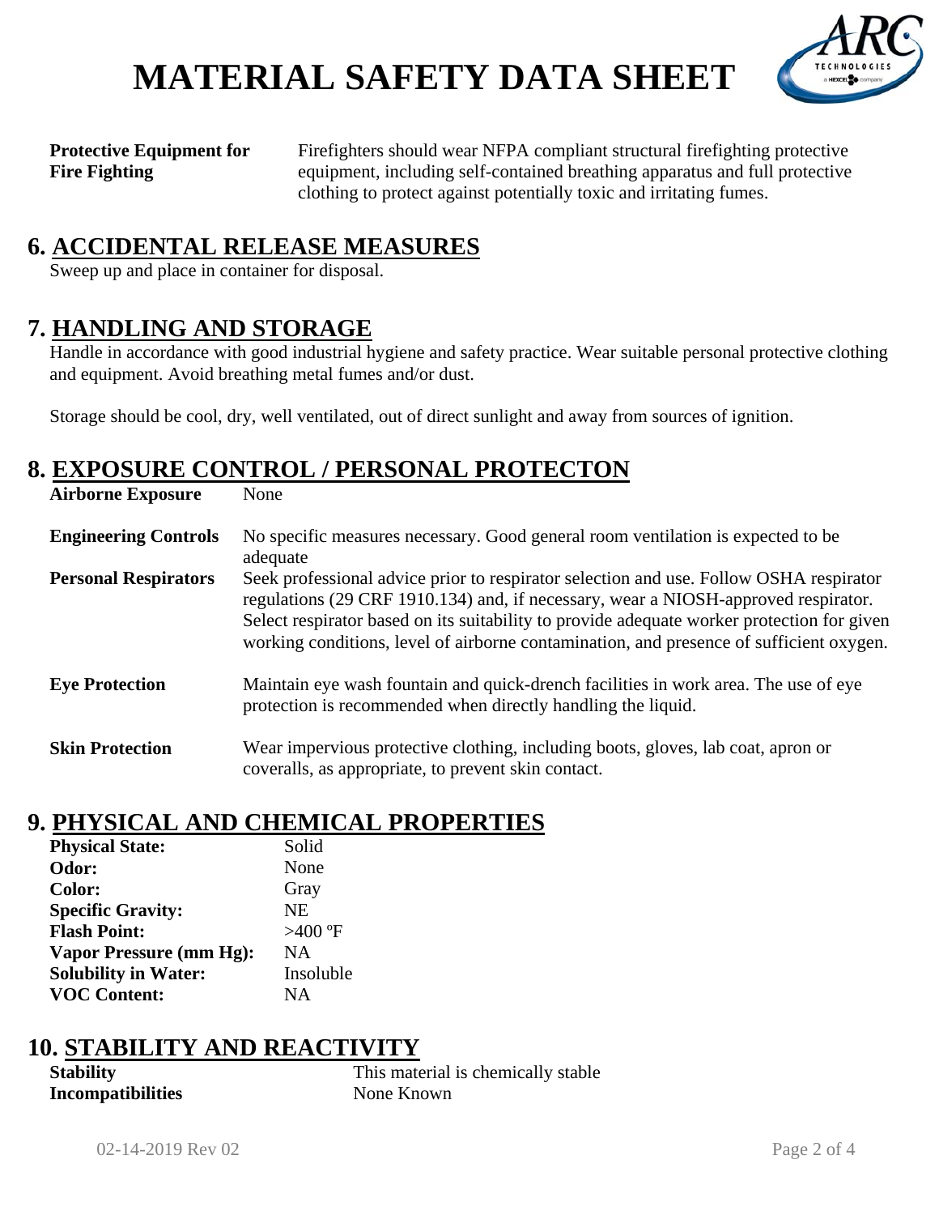# MATERIAL SAFETY DATA SHEET

| | |
|---|---|
| **Protective Equipment for Fire Fighting** | Firefighters should wear NFPA compliant structural firefighting protective equipment, including self-contained breathing apparatus and full protective clothing to protect against potentially toxic and irritating fumes. |

## 6. ACCIDENTAL RELEASE MEASURES

Sweep up and place in container for disposal.

## 7. HANDLING AND STORAGE

Handle in accordance with good industrial hygiene and safety practice. Wear suitable personal protective clothing and equipment. Avoid breathing metal fumes and/or dust.

Storage should be cool, dry, well ventilated, out of direct sunlight and away from sources of ignition.

## 8. EXPOSURE CONTROL / PERSONAL PROTECTON

| | |
|---|---|
| **Airborne Exposure** | None |
| **Engineering Controls** | No specific measures necessary. Good general room ventilation is expected to be adequate |
| **Personal Respirators** | Seek professional advice prior to respirator selection and use. Follow OSHA respirator regulations (29 CRF 1910.134) and, if necessary, wear a NIOSH-approved respirator. Select respirator based on its suitability to provide adequate worker protection for given working conditions, level of airborne contamination, and presence of sufficient oxygen. |
| **Eye Protection** | Maintain eye wash fountain and quick-drench facilities in work area. The use of eye protection is recommended when directly handling the liquid. |
| **Skin Protection** | Wear impervious protective clothing, including boots, gloves, lab coat, apron or coveralls, as appropriate, to prevent skin contact. |

## 9. PHYSICAL AND CHEMICAL PROPERTIES

| | |
|---|---|
| **Physical State:** | Solid |
| **Odor:** | None |
| **Color:** | Gray |
| **Specific Gravity:** | NE |
| **Flash Point:** | >400 ºF |
| **Vapor Pressure (mm Hg):** | NA |
| **Solubility in Water:** | Insoluble |
| **VOC Content:** | NA |

## 10. STABILITY AND REACTIVITY

| | |
|---|---|
| **Stability** | This material is chemically stable |
| **Incompatibilities** | None Known |

02-14-2019 Rev 02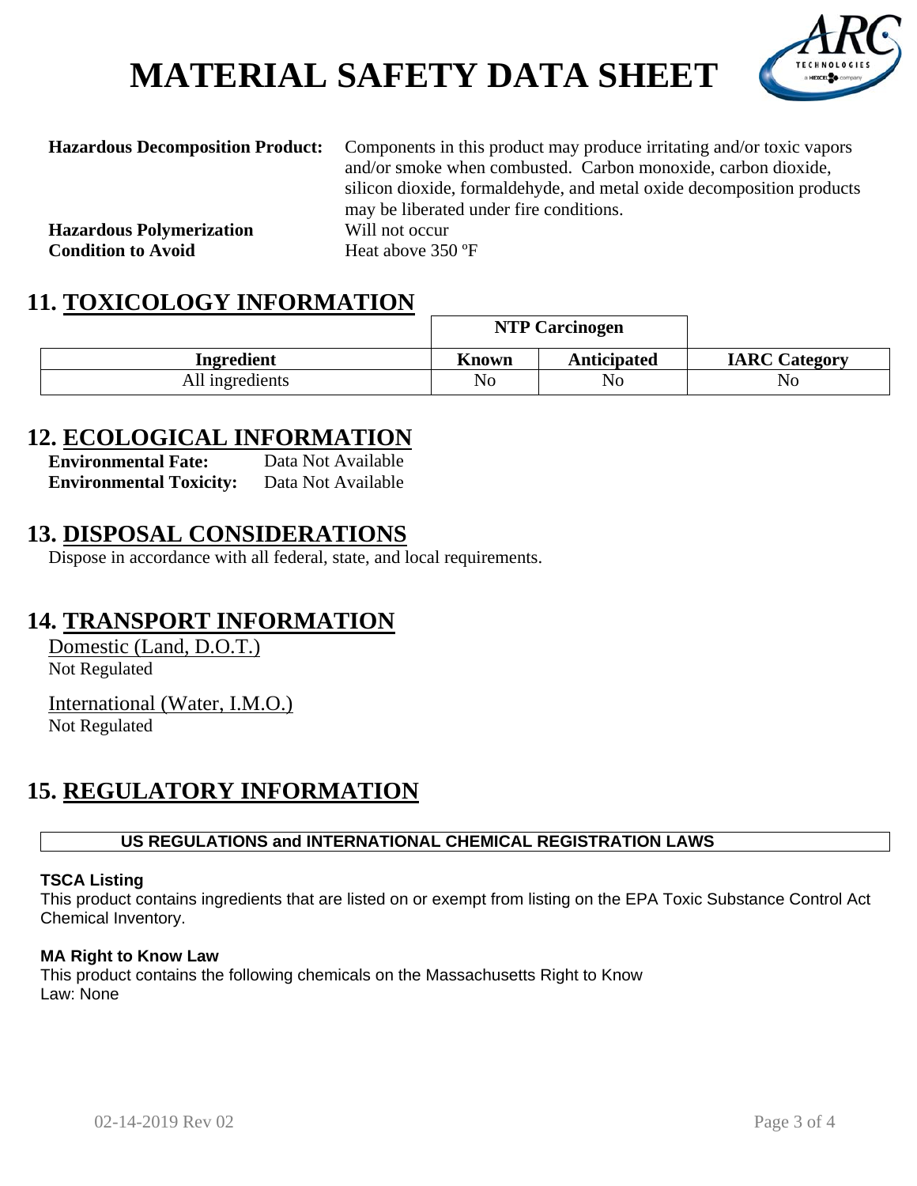**Hazardous Decomposition Product:** Components in this product may produce irritating and/or toxic vapors and/or smoke when combusted. Carbon monoxide, carbon dioxide, silicon dioxide, formaldehyde, and metal oxide decomposition products may be liberated under fire conditions.

**Hazardous Polymerization** Will not occur

**Condition to Avoid** Heat above 350 ºF

## 11. TOXICOLOGY INFORMATION

| | NTP Carcinogen | | |
|---|---|---|---|
| **Ingredient** | **Known** | **Anticipated** | **IARC Category** |
| All ingredients | No | No | No |

## 12. ECOLOGICAL INFORMATION

**Environmental Fate:** Data Not Available

**Environmental Toxicity:** Data Not Available

## 13. DISPOSAL CONSIDERATIONS

Dispose in accordance with all federal, state, and local requirements.

## 14. TRANSPORT INFORMATION

Domestic (Land, D.O.T.)

Not Regulated

International (Water, I.M.O.)

Not Regulated

## 15. REGULATORY INFORMATION

**US REGULATIONS and INTERNATIONAL CHEMICAL REGISTRATION LAWS**

**TSCA Listing**

This product contains ingredients that are listed on or exempt from listing on the EPA Toxic Substance Control Act Chemical Inventory.

**MA Right to Know Law**

This product contains the following chemicals on the Massachusetts Right to Know Law: None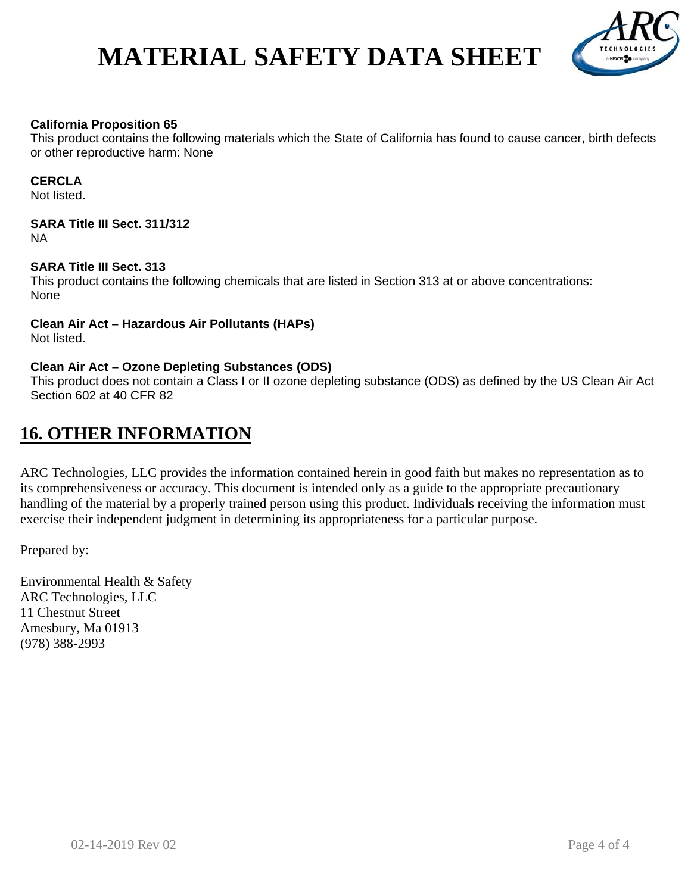**California Proposition 65**
This product contains the following materials which the State of California has found to cause cancer, birth defects or other reproductive harm: None

**CERCLA**
Not listed.

**SARA Title III Sect. 311/312**
NA

**SARA Title III Sect. 313**
This product contains the following chemicals that are listed in Section 313 at or above concentrations:
None

**Clean Air Act – Hazardous Air Pollutants (HAPs)**
Not listed.

**Clean Air Act – Ozone Depleting Substances (ODS)**
This product does not contain a Class I or II ozone depleting substance (ODS) as defined by the US Clean Air Act Section 602 at 40 CFR 82

## 16. OTHER INFORMATION

ARC Technologies, LLC provides the information contained herein in good faith but makes no representation as to its comprehensiveness or accuracy. This document is intended only as a guide to the appropriate precautionary handling of the material by a properly trained person using this product. Individuals receiving the information must exercise their independent judgment in determining its appropriateness for a particular purpose.

Prepared by:

Environmental Health & Safety
ARC Technologies, LLC
11 Chestnut Street
Amesbury, Ma 01913
(978) 388-2993